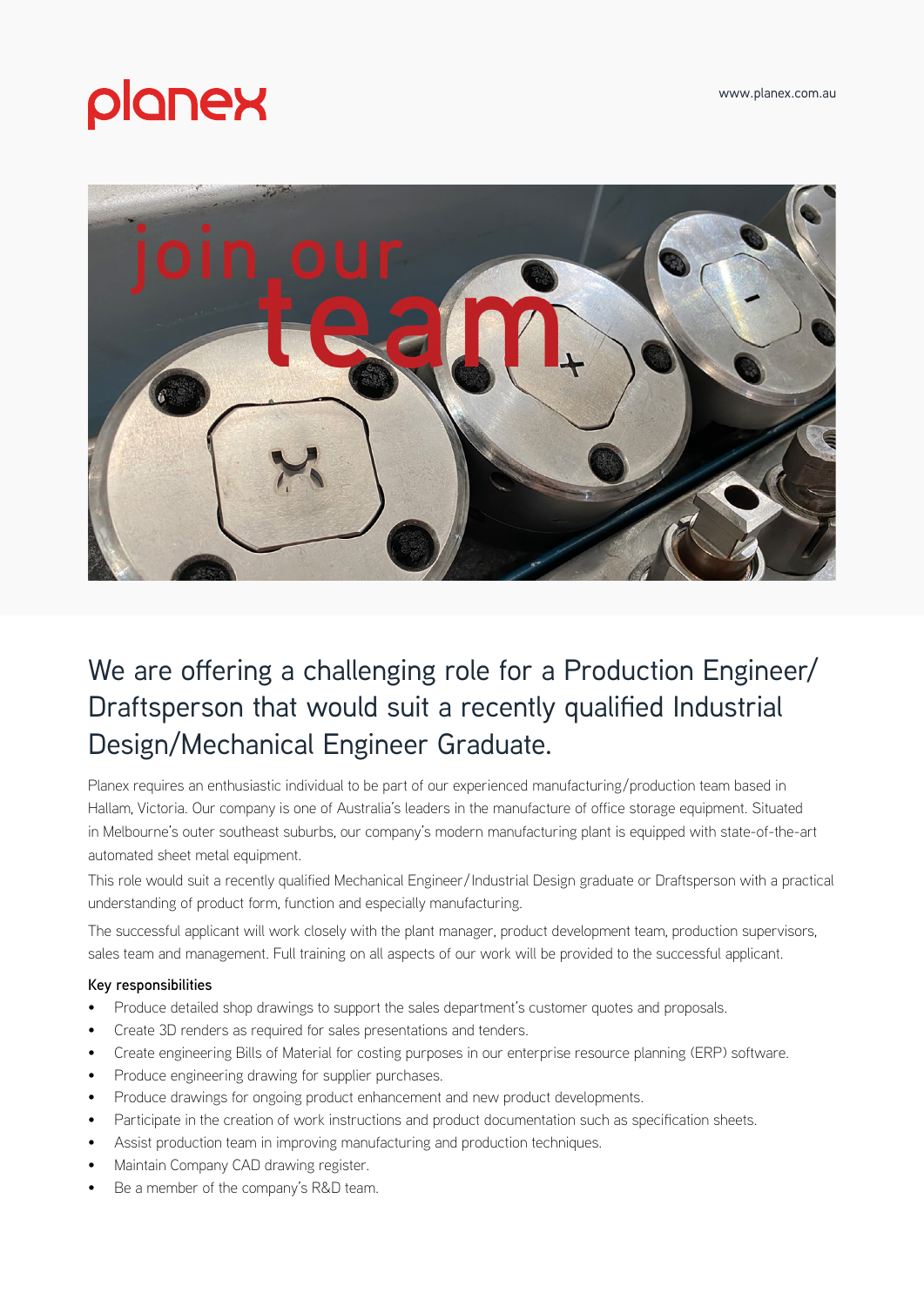planex

www.planex.com.au

join our team

## We are offering a challenging role for a Production Engineer/ Draftsperson that would suit a recently qualified Industrial Design/Mechanical Engineer Graduate.

Planex requires an enthusiastic individual to be part of our experienced manufacturing/production team based in Hallam, Victoria. Our company is one of Australia's leaders in the manufacture of office storage equipment. Situated in Melbourne's outer southeast suburbs, our company's modern manufacturing plant is equipped with state-of-the-art automated sheet metal equipment.

This role would suit a recently qualified Mechanical Engineer/Industrial Design graduate or Draftsperson with a practical understanding of product form, function and especially manufacturing.

The successful applicant will work closely with the plant manager, product development team, production supervisors, sales team and management. Full training on all aspects of our work will be provided to the successful applicant.

**Key responsibilities**

- Produce detailed shop drawings to support the sales department's customer quotes and proposals.
- Create 3D renders as required for sales presentations and tenders.
- Create engineering Bills of Material for costing purposes in our enterprise resource planning (ERP) software.
- Produce engineering drawing for supplier purchases.
- Produce drawings for ongoing product enhancement and new product developments.
- Participate in the creation of work instructions and product documentation such as specification sheets.
- Assist production team in improving manufacturing and production techniques.
- Maintain Company CAD drawing register.
- Be a member of the company's R&D team.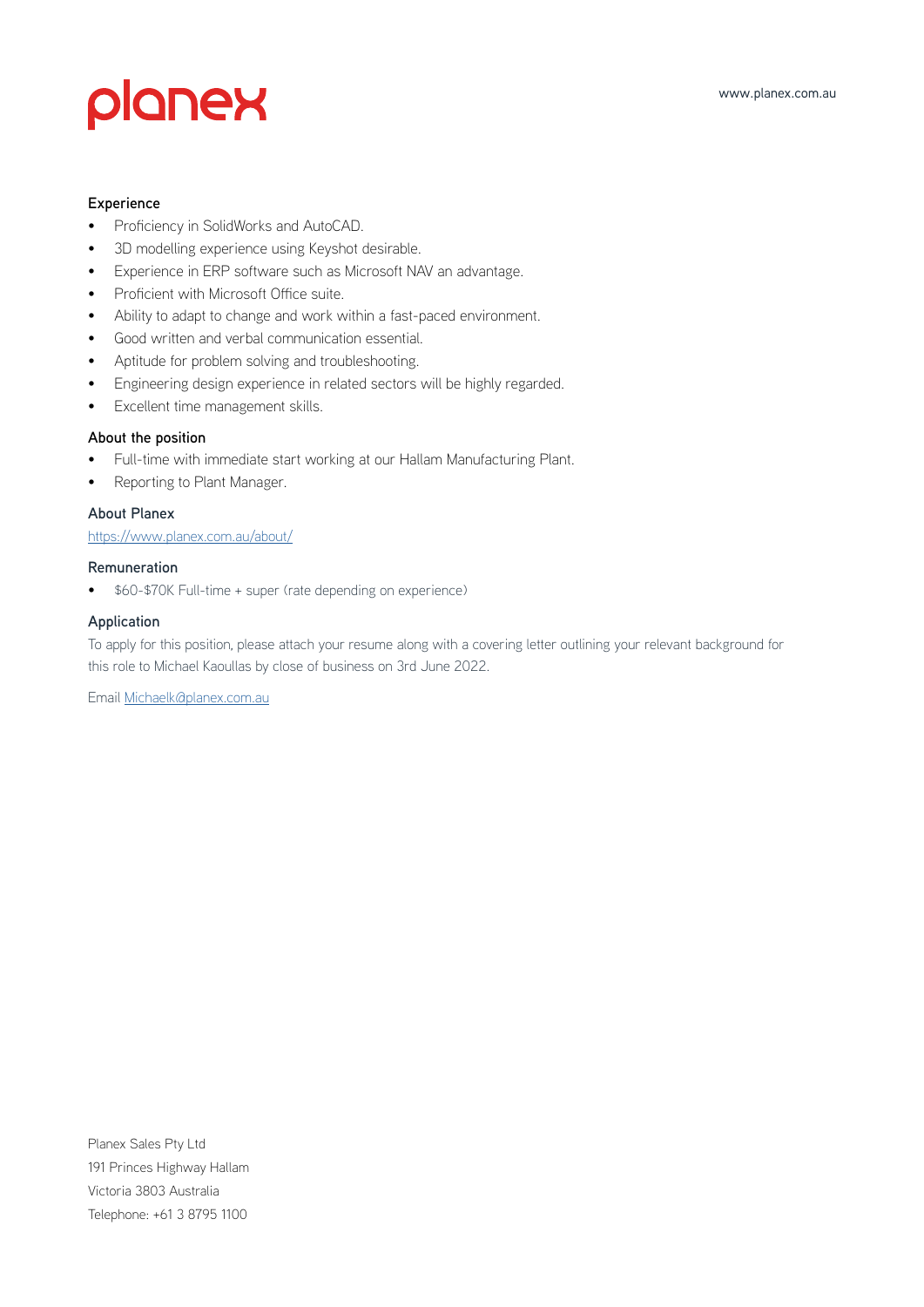### Experience

- Proficiency in SolidWorks and AutoCAD.
- 3D modelling experience using Keyshot desirable.
- Experience in ERP software such as Microsoft NAV an advantage.
- Proficient with Microsoft Office suite.
- Ability to adapt to change and work within a fast-paced environment.
- Good written and verbal communication essential.
- Aptitude for problem solving and troubleshooting.
- Engineering design experience in related sectors will be highly regarded.
- Excellent time management skills.

### About the position

- Full-time with immediate start working at our Hallam Manufacturing Plant.
- Reporting to Plant Manager.

### About Planex

https://www.planex.com.au/about/

### Remuneration

- $60-$70K Full-time + super (rate depending on experience)

### Application

To apply for this position, please attach your resume along with a covering letter outlining your relevant background for this role to Michael Kaoullas by close of business on 3rd June 2022.

Email Michaelk@planex.com.au

Planex Sales Pty Ltd
191 Princes Highway Hallam
Victoria 3803 Australia
Telephone: +61 3 8795 1100